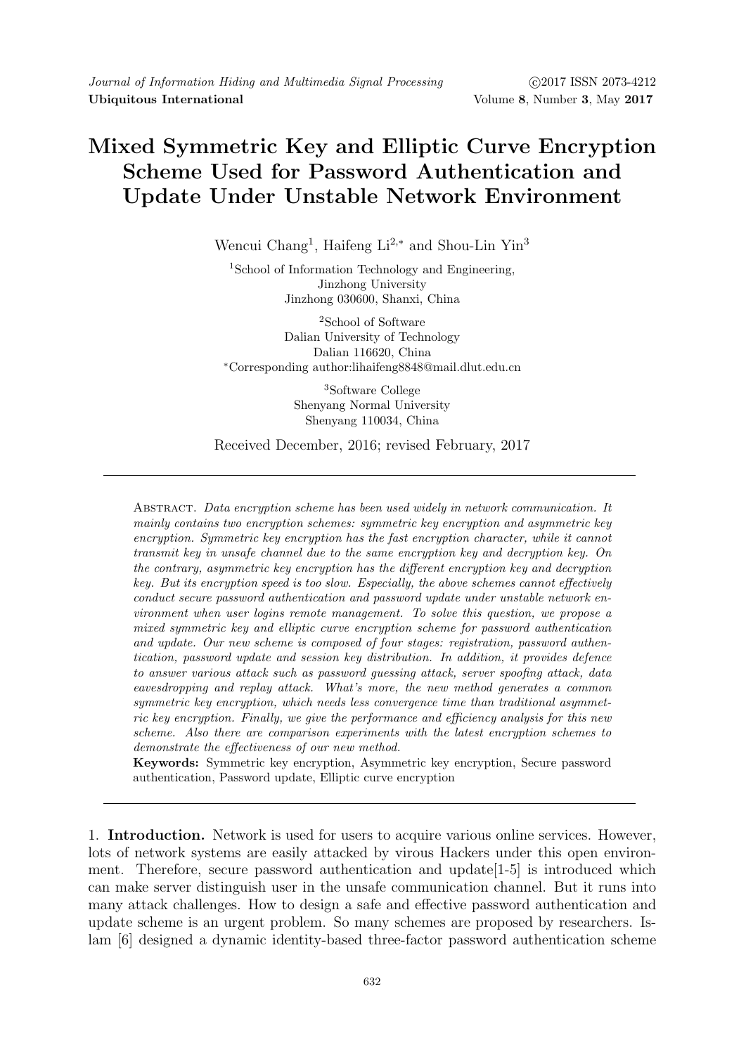# Mixed Symmetric Key and Elliptic Curve Encryption Scheme Used for Password Authentication and Update Under Unstable Network Environment

Wencui Chang[1], Haifeng Li[2,*] and Shou-Lin Yin[3]

[1]School of Information Technology and Engineering,
Jinzhong University
Jinzhong 030600, Shanxi, China

[2]School of Software
Dalian University of Technology
Dalian 116620, China
*Corresponding author:lihaifeng8848@mail.dlut.edu.cn

[3]Software College
Shenyang Normal University
Shenyang 110034, China

Received December, 2016; revised February, 2017

Abstract. *Data encryption scheme has been used widely in network communication. It mainly contains two encryption schemes: symmetric key encryption and asymmetric key encryption. Symmetric key encryption has the fast encryption character, while it cannot transmit key in unsafe channel due to the same encryption key and decryption key. On the contrary, asymmetric key encryption has the different encryption key and decryption key. But its encryption speed is too slow. Especially, the above schemes cannot effectively conduct secure password authentication and password update under unstable network environment when user logins remote management. To solve this question, we propose a mixed symmetric key and elliptic curve encryption scheme for password authentication and update. Our new scheme is composed of four stages: registration, password authentication, password update and session key distribution. In addition, it provides defence to answer various attack such as password guessing attack, server spoofing attack, data eavesdropping and replay attack. What's more, the new method generates a common symmetric key encryption, which needs less convergence time than traditional asymmetric key encryption. Finally, we give the performance and efficiency analysis for this new scheme. Also there are comparison experiments with the latest encryption schemes to demonstrate the effectiveness of our new method.*

**Keywords:** Symmetric key encryption, Asymmetric key encryption, Secure password authentication, Password update, Elliptic curve encryption

1. **Introduction.** Network is used for users to acquire various online services. However, lots of network systems are easily attacked by virous Hackers under this open environment. Therefore, secure password authentication and update[1-5] is introduced which can make server distinguish user in the unsafe communication channel. But it runs into many attack challenges. How to design a safe and effective password authentication and update scheme is an urgent problem. So many schemes are proposed by researchers. Islam [6] designed a dynamic identity-based three-factor password authentication scheme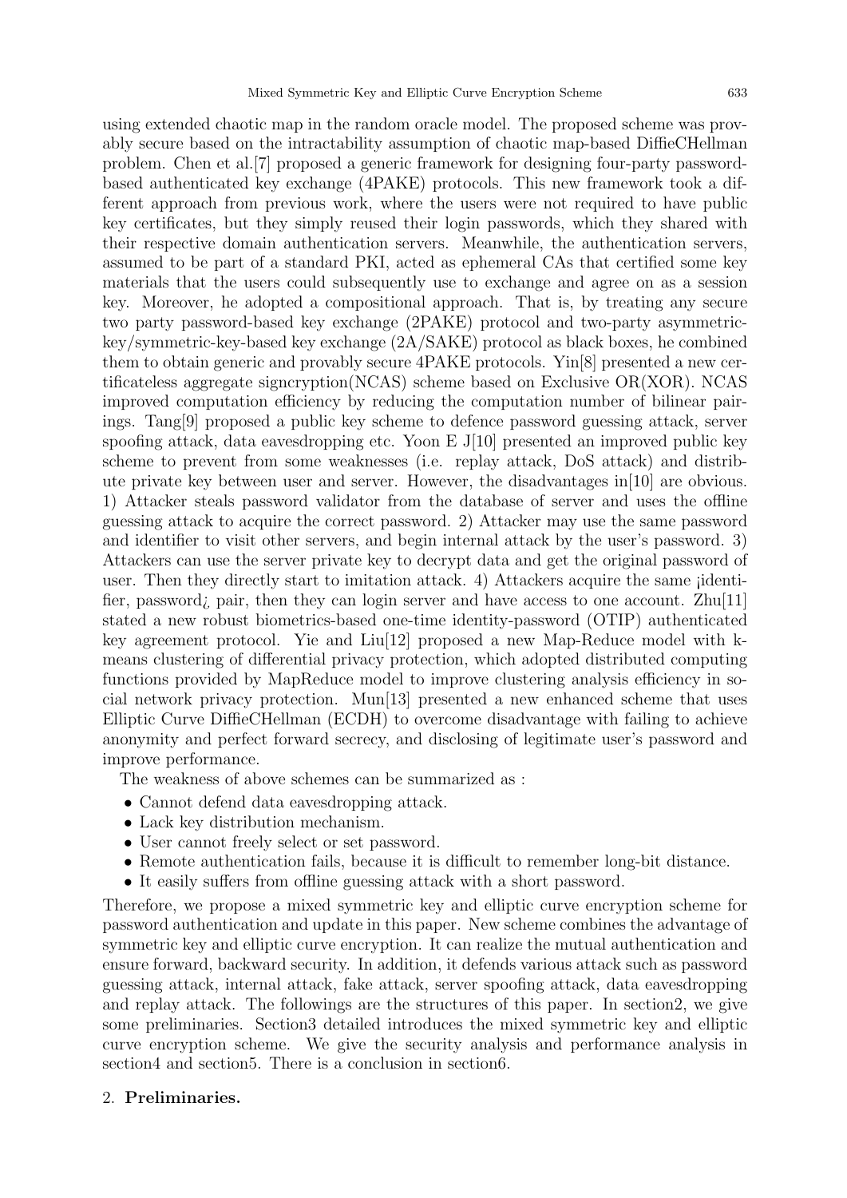using extended chaotic map in the random oracle model. The proposed scheme was provably secure based on the intractability assumption of chaotic map-based DiffieCHellman problem. Chen et al.[7] proposed a generic framework for designing four-party password-based authenticated key exchange (4PAKE) protocols. This new framework took a different approach from previous work, where the users were not required to have public key certificates, but they simply reused their login passwords, which they shared with their respective domain authentication servers. Meanwhile, the authentication servers, assumed to be part of a standard PKI, acted as ephemeral CAs that certified some key materials that the users could subsequently use to exchange and agree on as a session key. Moreover, he adopted a compositional approach. That is, by treating any secure two party password-based key exchange (2PAKE) protocol and two-party asymmetric-key/symmetric-key-based key exchange (2A/SAKE) protocol as black boxes, he combined them to obtain generic and provably secure 4PAKE protocols. Yin[8] presented a new certificateless aggregate signcryption(NCAS) scheme based on Exclusive OR(XOR). NCAS improved computation efficiency by reducing the computation number of bilinear pairings. Tang[9] proposed a public key scheme to defence password guessing attack, server spoofing attack, data eavesdropping etc. Yoon E J[10] presented an improved public key scheme to prevent from some weaknesses (i.e. replay attack, DoS attack) and distribute private key between user and server. However, the disadvantages in[10] are obvious. 1) Attacker steals password validator from the database of server and uses the offline guessing attack to acquire the correct password. 2) Attacker may use the same password and identifier to visit other servers, and begin internal attack by the user's password. 3) Attackers can use the server private key to decrypt data and get the original password of user. Then they directly start to imitation attack. 4) Attackers acquire the same ¡identifier, password¿ pair, then they can login server and have access to one account. Zhu[11] stated a new robust biometrics-based one-time identity-password (OTIP) authenticated key agreement protocol. Yie and Liu[12] proposed a new Map-Reduce model with k-means clustering of differential privacy protection, which adopted distributed computing functions provided by MapReduce model to improve clustering analysis efficiency in social network privacy protection. Mun[13] presented a new enhanced scheme that uses Elliptic Curve DiffieCHellman (ECDH) to overcome disadvantage with failing to achieve anonymity and perfect forward secrecy, and disclosing of legitimate user's password and improve performance.

The weakness of above schemes can be summarized as :

- Cannot defend data eavesdropping attack.
- Lack key distribution mechanism.
- User cannot freely select or set password.
- Remote authentication fails, because it is difficult to remember long-bit distance.
- It easily suffers from offline guessing attack with a short password.

Therefore, we propose a mixed symmetric key and elliptic curve encryption scheme for password authentication and update in this paper. New scheme combines the advantage of symmetric key and elliptic curve encryption. It can realize the mutual authentication and ensure forward, backward security. In addition, it defends various attack such as password guessing attack, internal attack, fake attack, server spoofing attack, data eavesdropping and replay attack. The followings are the structures of this paper. In section2, we give some preliminaries. Section3 detailed introduces the mixed symmetric key and elliptic curve encryption scheme. We give the security analysis and performance analysis in section4 and section5. There is a conclusion in section6.

## 2. Preliminaries.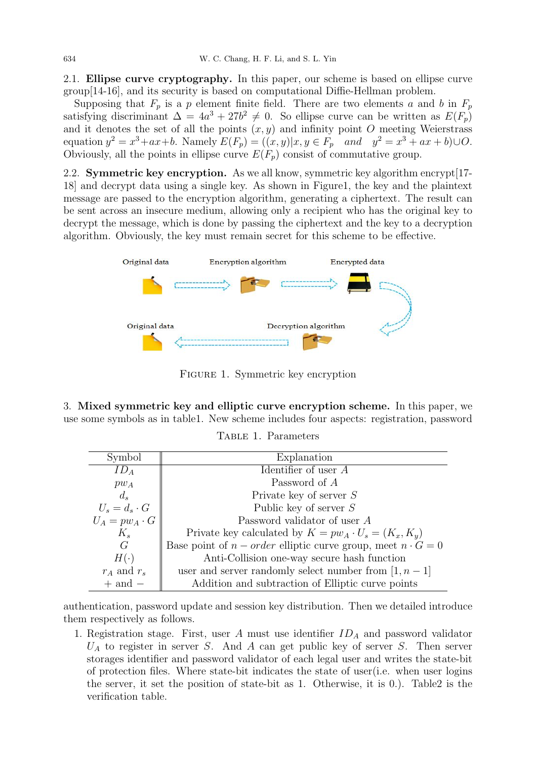2.1. **Ellipse curve cryptography.** In this paper, our scheme is based on ellipse curve group[14-16], and its security is based on computational Diffie-Hellman problem.

Supposing that $F_p$ is a $p$ element finite field. There are two elements $a$ and $b$ in $F_p$ satisfying discriminant $\Delta = 4a^3 + 27b^2 \neq 0$. So ellipse curve can be written as $E(F_p)$ and it denotes the set of all the points $(x, y)$ and infinity point $O$ meeting Weierstrass equation $y^2 = x^3+ax+b$. Namely $E(F_p) = ((x, y)|x, y \in F_p \quad and \quad y^2 = x^3 + ax + b) \cup O$. Obviously, all the points in ellipse curve $E(F_p)$ consist of commutative group.

2.2. **Symmetric key encryption.** As we all know, symmetric key algorithm encrypt[17-18] and decrypt data using a single key. As shown in Figure1, the key and the plaintext message are passed to the encryption algorithm, generating a ciphertext. The result can be sent across an insecure medium, allowing only a recipient who has the original key to decrypt the message, which is done by passing the ciphertext and the key to a decryption algorithm. Obviously, the key must remain secret for this scheme to be effective.

Original data　Encryption algorithm　Encrypted data

Original data　Decryption algorithm

FIGURE 1. Symmetric key encryption

3. **Mixed symmetric key and elliptic curve encryption scheme.** In this paper, we use some symbols as in table1. New scheme includes four aspects: registration, password authentication, password update and session key distribution. Then we detailed introduce them respectively as follows.

TABLE 1. Parameters

| Symbol | Explanation |
|---|---|
| $ID_A$ | Identifier of user $A$ |
| $pw_A$ | Password of $A$ |
| $d_s$ | Private key of server $S$ |
| $U_s = d_s \cdot G$ | Public key of server $S$ |
| $U_A = pw_A \cdot G$ | Password validator of user $A$ |
| $K_s$ | Private key calculated by $K = pw_A \cdot U_s = (K_x, K_y)$ |
| $G$ | Base point of $n-order$ elliptic curve group, meet $n \cdot G = 0$ |
| $H(\cdot)$ | Anti-Collision one-way secure hash function |
| $r_A$ and $r_s$ | user and server randomly select number from $[1, n-1]$ |
| $+$ and $-$ | Addition and subtraction of Elliptic curve points |

1. Registration stage. First, user $A$ must use identifier $ID_A$ and password validator $U_A$ to register in server $S$. And $A$ can get public key of server $S$. Then server storages identifier and password validator of each legal user and writes the state-bit of protection files. Where state-bit indicates the state of user(i.e. when user logins the server, it set the position of state-bit as 1. Otherwise, it is 0.). Table2 is the verification table.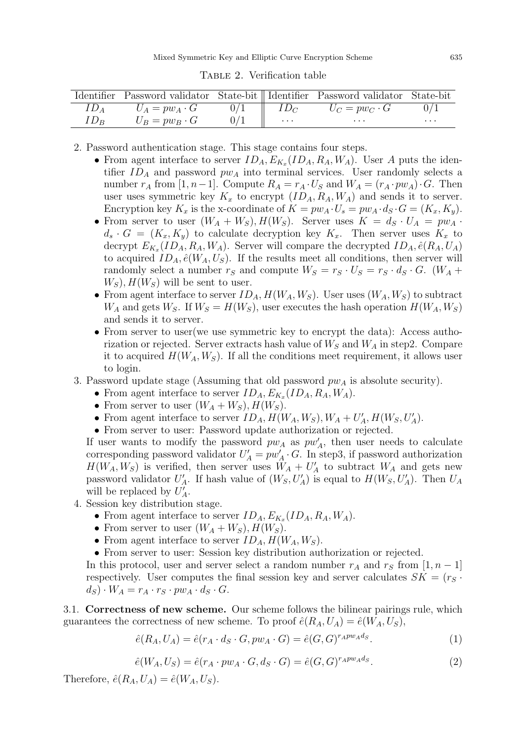Table 2. Verification table

| Identifier | Password validator | State-bit | Identifier | Password validator | State-bit |
|---|---|---|---|---|---|
| $ID_A$ | $U_A = pw_A \cdot G$ | 0/1 | $ID_C$ | $U_C = pw_C \cdot G$ | 0/1 |
| $ID_B$ | $U_B = pw_B \cdot G$ | 0/1 | $\cdots$ | $\cdots$ | $\cdots$ |

2. Password authentication stage. This stage contains four steps.
   - From agent interface to server $ID_A, E_{K_x}(ID_A, R_A, W_A)$. User $A$ puts the identifier $ID_A$ and password $pw_A$ into terminal services. User randomly selects a number $r_A$ from $[1, n-1]$. Compute $R_A = r_A \cdot U_S$ and $W_A = (r_A \cdot pw_A) \cdot G$. Then user uses symmetric key $K_x$ to encrypt $(ID_A, R_A, W_A)$ and sends it to server. Encryption key $K_x$ is the x-coordinate of $K = pw_A \cdot U_s = pw_A \cdot d_S \cdot G = (K_x, K_y)$.
   - From server to user $(W_A + W_S), H(W_S)$. Server uses $K = d_S \cdot U_A = pw_A \cdot d_s \cdot G = (K_x, K_y)$ to calculate decryption key $K_x$. Then server uses $K_x$ to decrypt $E_{K_x}(ID_A, R_A, W_A)$. Server will compare the decrypted $ID_A, \hat{e}(R_A, U_A)$ to acquired $ID_A, \hat{e}(W_A, U_S)$. If the results meet all conditions, then server will randomly select a number $r_S$ and compute $W_S = r_S \cdot U_S = r_S \cdot d_S \cdot G$. $(W_A + W_S), H(W_S)$ will be sent to user.
   - From agent interface to server $ID_A, H(W_A, W_S)$. User uses $(W_A, W_S)$ to subtract $W_A$ and gets $W_S$. If $W_S = H(W_S)$, user executes the hash operation $H(W_A, W_S)$ and sends it to server.
   - From server to user(we use symmetric key to encrypt the data): Access authorization or rejected. Server extracts hash value of $W_S$ and $W_A$ in step2. Compare it to acquired $H(W_A, W_S)$. If all the conditions meet requirement, it allows user to login.
3. Password update stage (Assuming that old password $pw_A$ is absolute security).
   - From agent interface to server $ID_A, E_{K_x}(ID_A, R_A, W_A)$.
   - From server to user $(W_A + W_S), H(W_S)$.
   - From agent interface to server $ID_A, H(W_A, W_S), W_A + U'_A, H(W_S, U'_A)$.
   - From server to user: Password update authorization or rejected.

   If user wants to modify the password $pw_A$ as $pw'_A$, then user needs to calculate corresponding password validator $U'_A = pw'_A \cdot G$. In step3, if password authorization $H(W_A, W_S)$ is verified, then server uses $W_A + U'_A$ to subtract $W_A$ and gets new password validator $U'_A$. If hash value of $(W_S, U'_A)$ is equal to $H(W_S, U'_A)$. Then $U_A$ will be replaced by $U'_A$.
4. Session key distribution stage.
   - From agent interface to server $ID_A, E_{K_x}(ID_A, R_A, W_A)$.
   - From server to user $(W_A + W_S), H(W_S)$.
   - From agent interface to server $ID_A, H(W_A, W_S)$.
   - From server to user: Session key distribution authorization or rejected.

   In this protocol, user and server select a random number $r_A$ and $r_S$ from $[1, n-1]$ respectively. User computes the final session key and server calculates $SK = (r_S \cdot d_S) \cdot W_A = r_A \cdot r_S \cdot pw_A \cdot d_S \cdot G$.

### 3.1. Correctness of new scheme.

Our scheme follows the bilinear pairings rule, which guarantees the correctness of new scheme. To proof $\hat{e}(R_A, U_A) = \hat{e}(W_A, U_S)$,

$$\hat{e}(R_A, U_A) = \hat{e}(r_A \cdot d_S \cdot G, pw_A \cdot G) = \hat{e}(G, G)^{r_A pw_A d_S}. \tag{1}$$

$$\hat{e}(W_A, U_S) = \hat{e}(r_A \cdot pw_A \cdot G, d_S \cdot G) = \hat{e}(G, G)^{r_A pw_A d_S}. \tag{2}$$

Therefore, $\hat{e}(R_A, U_A) = \hat{e}(W_A, U_S)$.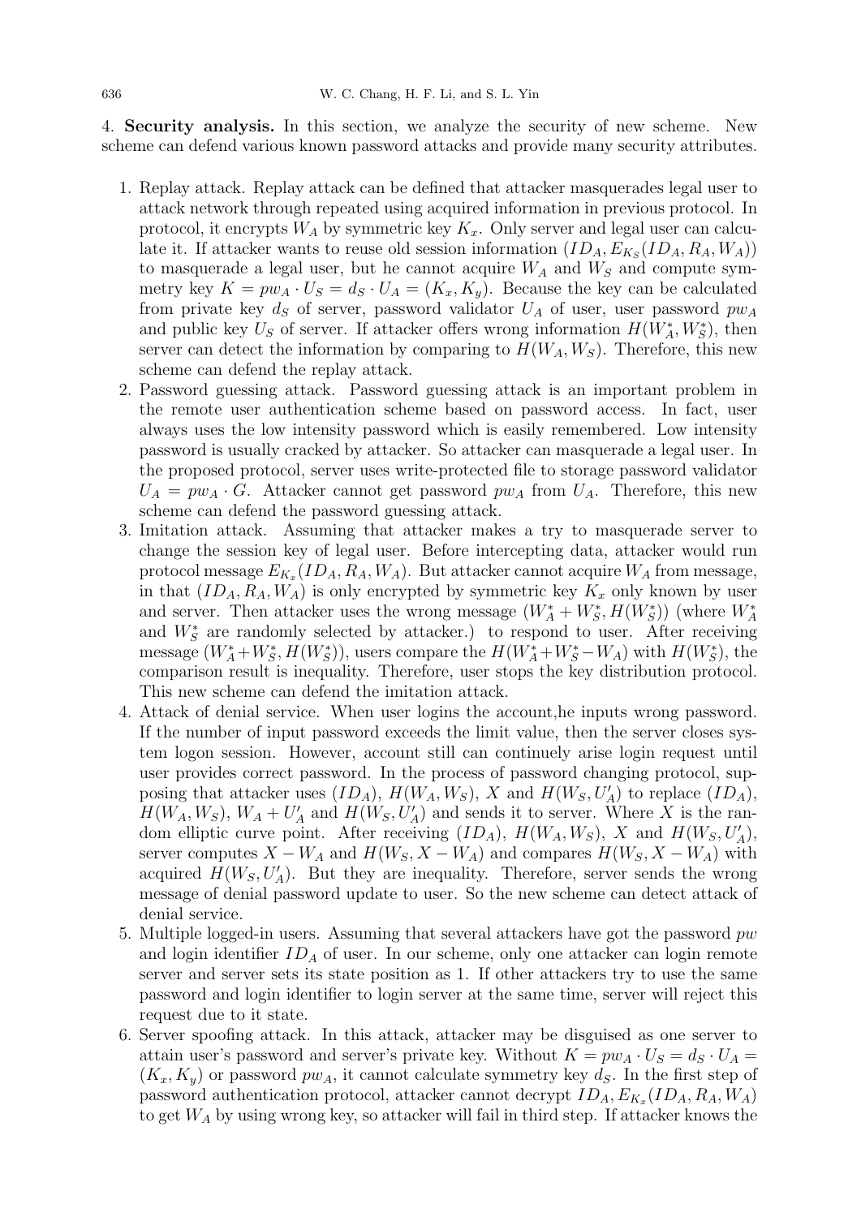4. **Security analysis.** In this section, we analyze the security of new scheme. New scheme can defend various known password attacks and provide many security attributes.

1. Replay attack. Replay attack can be defined that attacker masquerades legal user to attack network through repeated using acquired information in previous protocol. In protocol, it encrypts $W_A$ by symmetric key $K_x$. Only server and legal user can calculate it. If attacker wants to reuse old session information $(ID_A, E_{K_S}(ID_A, R_A, W_A))$ to masquerade a legal user, but he cannot acquire $W_A$ and $W_S$ and compute symmetry key $K = pw_A \cdot U_S = d_S \cdot U_A = (K_x, K_y)$. Because the key can be calculated from private key $d_S$ of server, password validator $U_A$ of user, user password $pw_A$ and public key $U_S$ of server. If attacker offers wrong information $H(W_A^*, W_S^*)$, then server can detect the information by comparing to $H(W_A, W_S)$. Therefore, this new scheme can defend the replay attack.
2. Password guessing attack. Password guessing attack is an important problem in the remote user authentication scheme based on password access. In fact, user always uses the low intensity password which is easily remembered. Low intensity password is usually cracked by attacker. So attacker can masquerade a legal user. In the proposed protocol, server uses write-protected file to storage password validator $U_A = pw_A \cdot G$. Attacker cannot get password $pw_A$ from $U_A$. Therefore, this new scheme can defend the password guessing attack.
3. Imitation attack. Assuming that attacker makes a try to masquerade server to change the session key of legal user. Before intercepting data, attacker would run protocol message $E_{K_x}(ID_A, R_A, W_A)$. But attacker cannot acquire $W_A$ from message, in that $(ID_A, R_A, W_A)$ is only encrypted by symmetric key $K_x$ only known by user and server. Then attacker uses the wrong message $(W_A^* + W_S^*, H(W_S^*))$ (where $W_A^*$ and $W_S^*$ are randomly selected by attacker.) to respond to user. After receiving message $(W_A^* + W_S^*, H(W_S^*))$, users compare the $H(W_A^* + W_S^* - W_A)$ with $H(W_S^*)$, the comparison result is inequality. Therefore, user stops the key distribution protocol. This new scheme can defend the imitation attack.
4. Attack of denial service. When user logins the account,he inputs wrong password. If the number of input password exceeds the limit value, then the server closes system logon session. However, account still can continuely arise login request until user provides correct password. In the process of password changing protocol, supposing that attacker uses $(ID_A)$, $H(W_A, W_S)$, $X$ and $H(W_S, U_A')$ to replace $(ID_A)$, $H(W_A, W_S)$, $W_A + U_A'$ and $H(W_S, U_A')$ and sends it to server. Where $X$ is the random elliptic curve point. After receiving $(ID_A)$, $H(W_A, W_S)$, $X$ and $H(W_S, U_A')$, server computes $X - W_A$ and $H(W_S, X - W_A)$ and compares $H(W_S, X - W_A)$ with acquired $H(W_S, U_A')$. But they are inequality. Therefore, server sends the wrong message of denial password update to user. So the new scheme can detect attack of denial service.
5. Multiple logged-in users. Assuming that several attackers have got the password $pw$ and login identifier $ID_A$ of user. In our scheme, only one attacker can login remote server and server sets its state position as 1. If other attackers try to use the same password and login identifier to login server at the same time, server will reject this request due to it state.
6. Server spoofing attack. In this attack, attacker may be disguised as one server to attain user's password and server's private key. Without $K = pw_A \cdot U_S = d_S \cdot U_A = (K_x, K_y)$ or password $pw_A$, it cannot calculate symmetry key $d_S$. In the first step of password authentication protocol, attacker cannot decrypt $ID_A, E_{K_x}(ID_A, R_A, W_A)$ to get $W_A$ by using wrong key, so attacker will fail in third step. If attacker knows the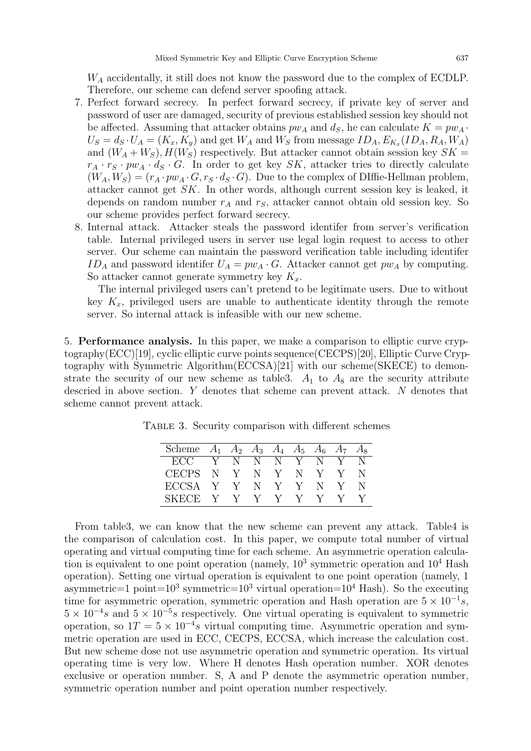$W_A$ accidentally, it still does not know the password due to the complex of ECDLP. Therefore, our scheme can defend server spoofing attack.

7. Perfect forward secrecy. In perfect forward secrecy, if private key of server and password of user are damaged, security of previous established session key should not be affected. Assuming that attacker obtains $pw_A$ and $d_S$, he can calculate $K = pw_A \cdot U_S = d_S \cdot U_A = (K_x, K_y)$ and get $W_A$ and $W_S$ from message $ID_A, E_{K_x}(ID_A, R_A, W_A)$ and $(W_A + W_S), H(W_S)$ respectively. But attacker cannot obtain session key $SK = r_A \cdot r_S \cdot pw_A \cdot d_S \cdot G$. In order to get key $SK$, attacker tries to directly calculate $(W_A, W_S) = (r_A \cdot pw_A \cdot G, r_S \cdot d_S \cdot G)$. Due to the complex of DIffie-Hellman problem, attacker cannot get $SK$. In other words, although current session key is leaked, it depends on random number $r_A$ and $r_S$, attacker cannot obtain old session key. So our scheme provides perfect forward secrecy.
8. Internal attack. Attacker steals the password identifer from server's verification table. Internal privileged users in server use legal login request to access to other server. Our scheme can maintain the password verification table including identifer $ID_A$ and password identifer $U_A = pw_A \cdot G$. Attacker cannot get $pw_A$ by computing. So attacker cannot generate symmetry key $K_x$.

   The internal privileged users can't pretend to be legitimate users. Due to without key $K_x$, privileged users are unable to authenticate identity through the remote server. So internal attack is infeasible with our new scheme.

5. **Performance analysis.** In this paper, we make a comparison to elliptic curve cryptography(ECC)[19], cyclic elliptic curve points sequence(CECPS)[20], Elliptic Curve Cryptography with Symmetric Algorithm(ECCSA)[21] with our scheme(SKECE) to demonstrate the security of our new scheme as table3. $A_1$ to $A_8$ are the security attribute descried in above section. $Y$ denotes that scheme can prevent attack. $N$ denotes that scheme cannot prevent attack.

Table 3. Security comparison with different schemes

| Scheme | $A_1$ | $A_2$ | $A_3$ | $A_4$ | $A_5$ | $A_6$ | $A_7$ | $A_8$ |
|---|---|---|---|---|---|---|---|---|
| ECC | Y | N | N | N | Y | N | Y | N |
| CECPS | N | Y | N | Y | N | Y | Y | N |
| ECCSA | Y | Y | N | Y | Y | N | Y | N |
| SKECE | Y | Y | Y | Y | Y | Y | Y | Y |

From table3, we can know that the new scheme can prevent any attack. Table4 is the comparison of calculation cost. In this paper, we compute total number of virtual operating and virtual computing time for each scheme. An asymmetric operation calculation is equivalent to one point operation (namely, $10^3$ symmetric operation and $10^4$ Hash operation). Setting one virtual operation is equivalent to one point operation (namely, 1 asymmetric=1 point=$10^3$ symmetric=$10^3$ virtual operation=$10^4$ Hash). So the executing time for asymmetric operation, symmetric operation and Hash operation are $5 \times 10^{-1}s$, $5 \times 10^{-4}s$ and $5 \times 10^{-5}s$ respectively. One virtual operating is equivalent to symmetric operation, so $1T = 5 \times 10^{-4}s$ virtual computing time. Asymmetric operation and symmetric operation are used in ECC, CECPS, ECCSA, which increase the calculation cost. But new scheme dose not use asymmetric operation and symmetric operation. Its virtual operating time is very low. Where H denotes Hash operation number. XOR denotes exclusive or operation number. S, A and P denote the asymmetric operation number, symmetric operation number and point operation number respectively.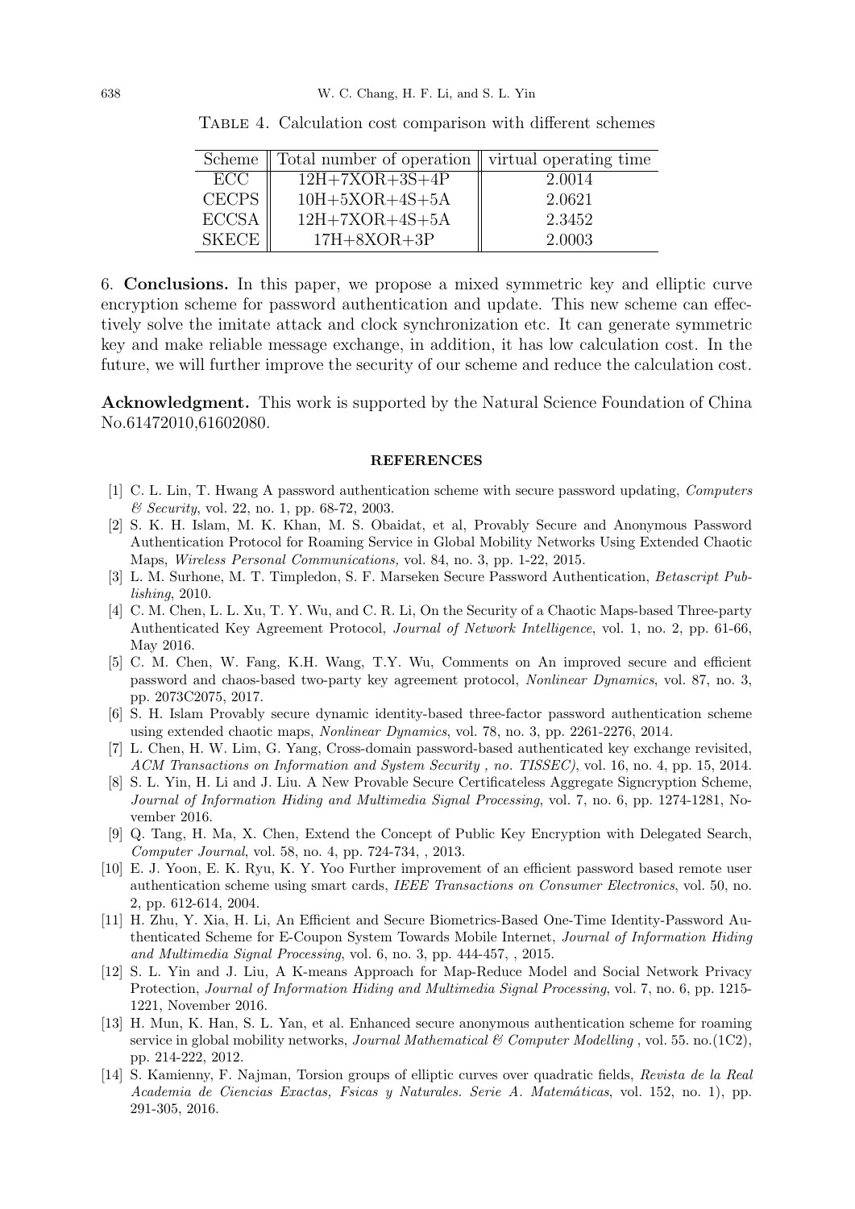Table 4. Calculation cost comparison with different schemes

| Scheme | Total number of operation | virtual operating time |
|---|---|---|
| ECC | 12H+7XOR+3S+4P | 2.0014 |
| CECPS | 10H+5XOR+4S+5A | 2.0621 |
| ECCSA | 12H+7XOR+4S+5A | 2.3452 |
| SKECE | 17H+8XOR+3P | 2.0003 |

6. **Conclusions.** In this paper, we propose a mixed symmetric key and elliptic curve encryption scheme for password authentication and update. This new scheme can effectively solve the imitate attack and clock synchronization etc. It can generate symmetric key and make reliable message exchange, in addition, it has low calculation cost. In the future, we will further improve the security of our scheme and reduce the calculation cost.

**Acknowledgment.** This work is supported by the Natural Science Foundation of China No.61472010,61602080.

## REFERENCES

[1] C. L. Lin, T. Hwang A password authentication scheme with secure password updating, *Computers & Security*, vol. 22, no. 1, pp. 68-72, 2003.

[2] S. K. H. Islam, M. K. Khan, M. S. Obaidat, et al, Provably Secure and Anonymous Password Authentication Protocol for Roaming Service in Global Mobility Networks Using Extended Chaotic Maps, *Wireless Personal Communications*, vol. 84, no. 3, pp. 1-22, 2015.

[3] L. M. Surhone, M. T. Timpledon, S. F. Marseken Secure Password Authentication, *Betascript Publishing*, 2010.

[4] C. M. Chen, L. L. Xu, T. Y. Wu, and C. R. Li, On the Security of a Chaotic Maps-based Three-party Authenticated Key Agreement Protocol, *Journal of Network Intelligence*, vol. 1, no. 2, pp. 61-66, May 2016.

[5] C. M. Chen, W. Fang, K.H. Wang, T.Y. Wu, Comments on An improved secure and efficient password and chaos-based two-party key agreement protocol, *Nonlinear Dynamics*, vol. 87, no. 3, pp. 2073C2075, 2017.

[6] S. H. Islam Provably secure dynamic identity-based three-factor password authentication scheme using extended chaotic maps, *Nonlinear Dynamics*, vol. 78, no. 3, pp. 2261-2276, 2014.

[7] L. Chen, H. W. Lim, G. Yang, Cross-domain password-based authenticated key exchange revisited, *ACM Transactions on Information and System Security , no. TISSEC)*, vol. 16, no. 4, pp. 15, 2014.

[8] S. L. Yin, H. Li and J. Liu. A New Provable Secure Certificateless Aggregate Signcryption Scheme, *Journal of Information Hiding and Multimedia Signal Processing*, vol. 7, no. 6, pp. 1274-1281, November 2016.

[9] Q. Tang, H. Ma, X. Chen, Extend the Concept of Public Key Encryption with Delegated Search, *Computer Journal*, vol. 58, no. 4, pp. 724-734, , 2013.

[10] E. J. Yoon, E. K. Ryu, K. Y. Yoo Further improvement of an efficient password based remote user authentication scheme using smart cards, *IEEE Transactions on Consumer Electronics*, vol. 50, no. 2, pp. 612-614, 2004.

[11] H. Zhu, Y. Xia, H. Li, An Efficient and Secure Biometrics-Based One-Time Identity-Password Authenticated Scheme for E-Coupon System Towards Mobile Internet, *Journal of Information Hiding and Multimedia Signal Processing*, vol. 6, no. 3, pp. 444-457, , 2015.

[12] S. L. Yin and J. Liu, A K-means Approach for Map-Reduce Model and Social Network Privacy Protection, *Journal of Information Hiding and Multimedia Signal Processing*, vol. 7, no. 6, pp. 1215-1221, November 2016.

[13] H. Mun, K. Han, S. L. Yan, et al. Enhanced secure anonymous authentication scheme for roaming service in global mobility networks, *Journal Mathematical & Computer Modelling* , vol. 55. no.(1C2), pp. 214-222, 2012.

[14] S. Kamienny, F. Najman, Torsion groups of elliptic curves over quadratic fields, *Revista de la Real Academia de Ciencias Exactas, Fsicas y Naturales. Serie A. Matemáticas*, vol. 152, no. 1), pp. 291-305, 2016.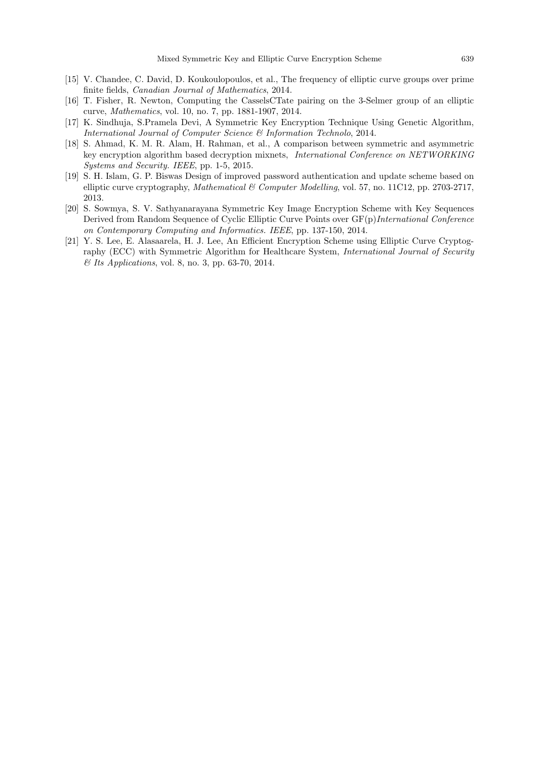[15] V. Chandee, C. David, D. Koukoulopoulos, et al., The frequency of elliptic curve groups over prime finite fields, *Canadian Journal of Mathematics*, 2014.

[16] T. Fisher, R. Newton, Computing the CasselsCTate pairing on the 3-Selmer group of an elliptic curve, *Mathematics*, vol. 10, no. 7, pp. 1881-1907, 2014.

[17] K. Sindhuja, S.Pramela Devi, A Symmetric Key Encryption Technique Using Genetic Algorithm, *International Journal of Computer Science & Information Technolo*, 2014.

[18] S. Ahmad, K. M. R. Alam, H. Rahman, et al., A comparison between symmetric and asymmetric key encryption algorithm based decryption mixnets, *International Conference on NETWORKING Systems and Security. IEEE*, pp. 1-5, 2015.

[19] S. H. Islam, G. P. Biswas Design of improved password authentication and update scheme based on elliptic curve cryptography, *Mathematical & Computer Modelling*, vol. 57, no. 11C12, pp. 2703-2717, 2013.

[20] S. Sowmya, S. V. Sathyanarayana Symmetric Key Image Encryption Scheme with Key Sequences Derived from Random Sequence of Cyclic Elliptic Curve Points over GF(p)*International Conference on Contemporary Computing and Informatics. IEEE*, pp. 137-150, 2014.

[21] Y. S. Lee, E. Alasaarela, H. J. Lee, An Efficient Encryption Scheme using Elliptic Curve Cryptography (ECC) with Symmetric Algorithm for Healthcare System, *International Journal of Security & Its Applications*, vol. 8, no. 3, pp. 63-70, 2014.